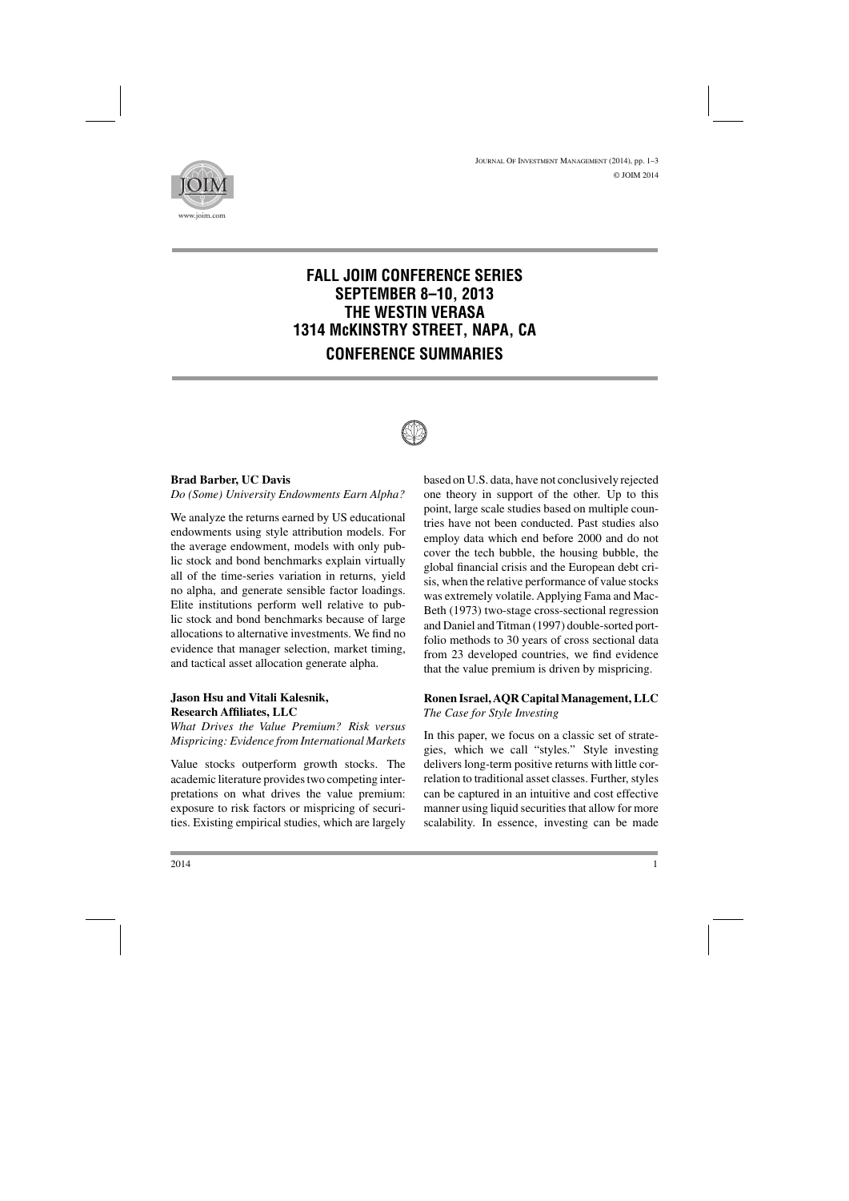# FALL JOIM CONFERENCE SERIES
# SEPTEMBER 8–10, 2013
# THE WESTIN VERASA
# 1314 McKINSTRY STREET, NAPA, CA

## CONFERENCE SUMMARIES

**Brad Barber, UC Davis**
*Do (Some) University Endowments Earn Alpha?*

We analyze the returns earned by US educational endowments using style attribution models. For the average endowment, models with only public stock and bond benchmarks explain virtually all of the time-series variation in returns, yield no alpha, and generate sensible factor loadings. Elite institutions perform well relative to public stock and bond benchmarks because of large allocations to alternative investments. We find no evidence that manager selection, market timing, and tactical asset allocation generate alpha.

**Jason Hsu and Vitali Kalesnik, Research Affiliates, LLC**
*What Drives the Value Premium? Risk versus Mispricing: Evidence from International Markets*

Value stocks outperform growth stocks. The academic literature provides two competing interpretations on what drives the value premium: exposure to risk factors or mispricing of securities. Existing empirical studies, which are largely based on U.S. data, have not conclusively rejected one theory in support of the other. Up to this point, large scale studies based on multiple countries have not been conducted. Past studies also employ data which end before 2000 and do not cover the tech bubble, the housing bubble, the global financial crisis and the European debt crisis, when the relative performance of value stocks was extremely volatile. Applying Fama and MacBeth (1973) two-stage cross-sectional regression and Daniel and Titman (1997) double-sorted portfolio methods to 30 years of cross sectional data from 23 developed countries, we find evidence that the value premium is driven by mispricing.

**Ronen Israel, AQR Capital Management, LLC**
*The Case for Style Investing*

In this paper, we focus on a classic set of strategies, which we call "styles." Style investing delivers long-term positive returns with little correlation to traditional asset classes. Further, styles can be captured in an intuitive and cost effective manner using liquid securities that allow for more scalability. In essence, investing can be made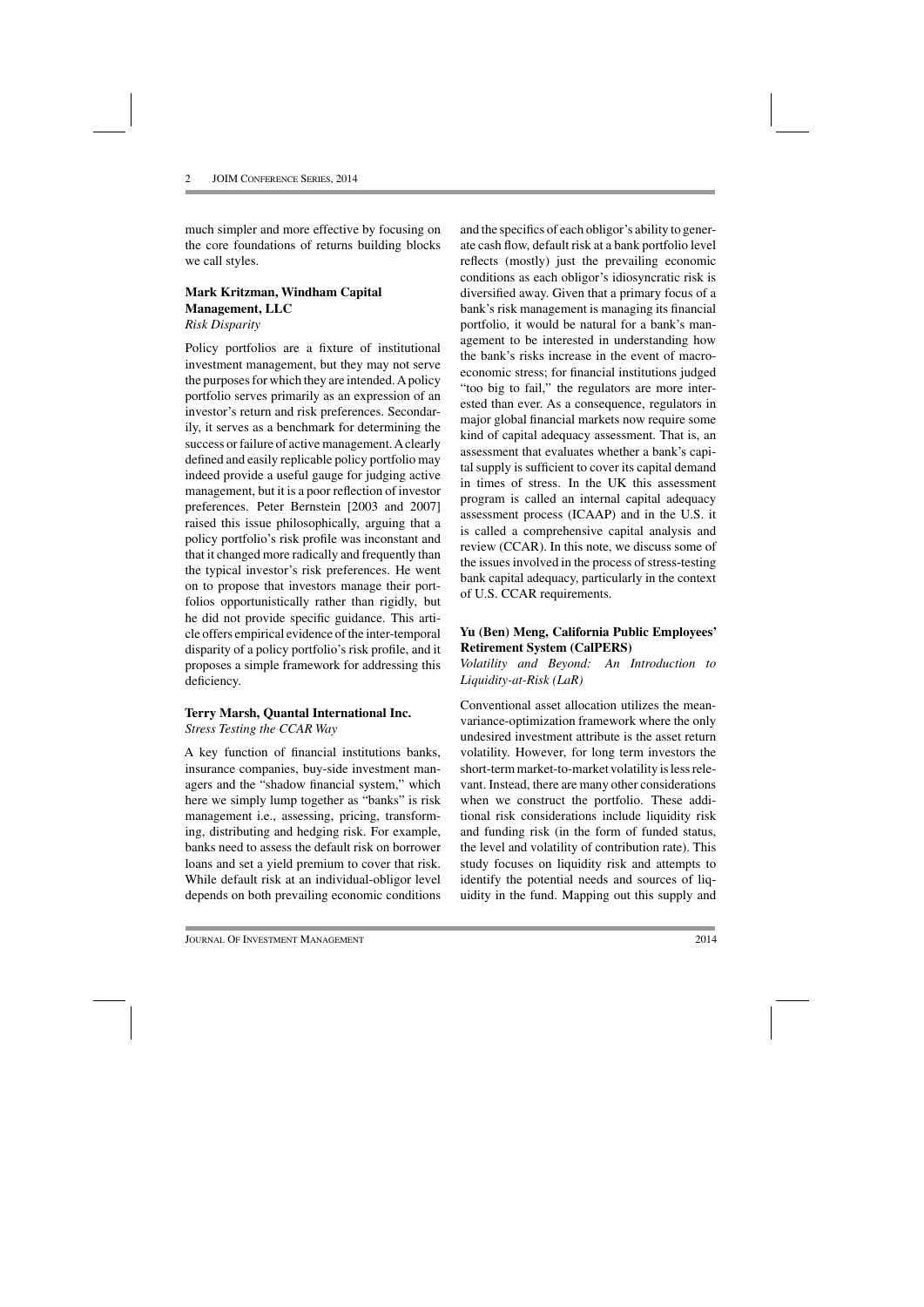much simpler and more effective by focusing on the core foundations of returns building blocks we call styles.

### Mark Kritzman, Windham Capital Management, LLC

*Risk Disparity*

Policy portfolios are a fixture of institutional investment management, but they may not serve the purposes for which they are intended. A policy portfolio serves primarily as an expression of an investor's return and risk preferences. Secondarily, it serves as a benchmark for determining the success or failure of active management. A clearly defined and easily replicable policy portfolio may indeed provide a useful gauge for judging active management, but it is a poor reflection of investor preferences. Peter Bernstein [2003 and 2007] raised this issue philosophically, arguing that a policy portfolio's risk profile was inconstant and that it changed more radically and frequently than the typical investor's risk preferences. He went on to propose that investors manage their portfolios opportunistically rather than rigidly, but he did not provide specific guidance. This article offers empirical evidence of the inter-temporal disparity of a policy portfolio's risk profile, and it proposes a simple framework for addressing this deficiency.

### Terry Marsh, Quantal International Inc.

*Stress Testing the CCAR Way*

A key function of financial institutions banks, insurance companies, buy-side investment managers and the "shadow financial system," which here we simply lump together as "banks" is risk management i.e., assessing, pricing, transforming, distributing and hedging risk. For example, banks need to assess the default risk on borrower loans and set a yield premium to cover that risk. While default risk at an individual-obligor level depends on both prevailing economic conditions and the specifics of each obligor's ability to generate cash flow, default risk at a bank portfolio level reflects (mostly) just the prevailing economic conditions as each obligor's idiosyncratic risk is diversified away. Given that a primary focus of a bank's risk management is managing its financial portfolio, it would be natural for a bank's management to be interested in understanding how the bank's risks increase in the event of macroeconomic stress; for financial institutions judged "too big to fail," the regulators are more interested than ever. As a consequence, regulators in major global financial markets now require some kind of capital adequacy assessment. That is, an assessment that evaluates whether a bank's capital supply is sufficient to cover its capital demand in times of stress. In the UK this assessment program is called an internal capital adequacy assessment process (ICAAP) and in the U.S. it is called a comprehensive capital analysis and review (CCAR). In this note, we discuss some of the issues involved in the process of stress-testing bank capital adequacy, particularly in the context of U.S. CCAR requirements.

### Yu (Ben) Meng, California Public Employees' Retirement System (CalPERS)

*Volatility and Beyond: An Introduction to Liquidity-at-Risk (LaR)*

Conventional asset allocation utilizes the mean-variance-optimization framework where the only undesired investment attribute is the asset return volatility. However, for long term investors the short-term market-to-market volatility is less relevant. Instead, there are many other considerations when we construct the portfolio. These additional risk considerations include liquidity risk and funding risk (in the form of funded status, the level and volatility of contribution rate). This study focuses on liquidity risk and attempts to identify the potential needs and sources of liquidity in the fund. Mapping out this supply and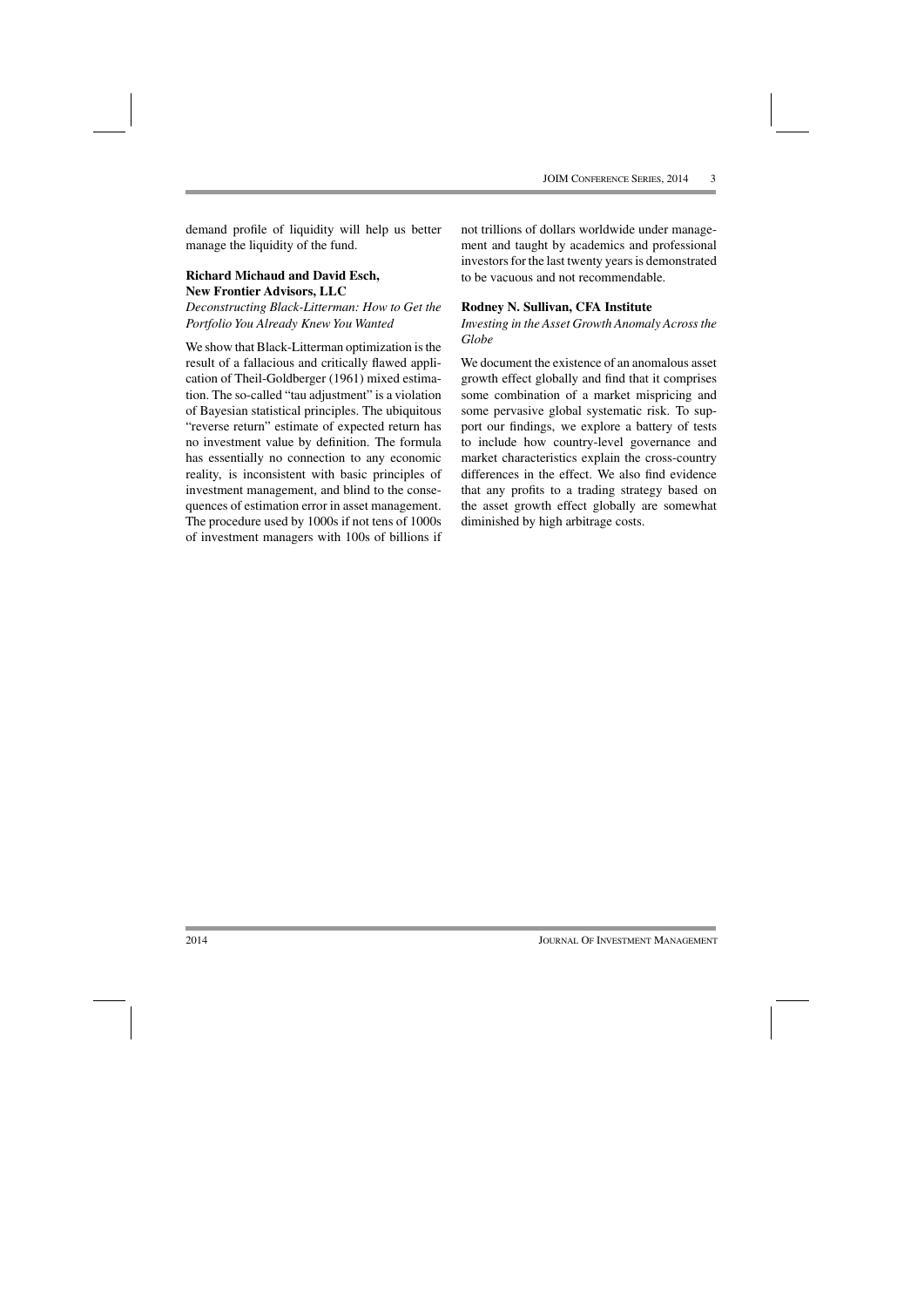demand profile of liquidity will help us better manage the liquidity of the fund.

**Richard Michaud and David Esch, New Frontier Advisors, LLC**
*Deconstructing Black-Litterman: How to Get the Portfolio You Already Knew You Wanted*

We show that Black-Litterman optimization is the result of a fallacious and critically flawed application of Theil-Goldberger (1961) mixed estimation. The so-called "tau adjustment" is a violation of Bayesian statistical principles. The ubiquitous "reverse return" estimate of expected return has no investment value by definition. The formula has essentially no connection to any economic reality, is inconsistent with basic principles of investment management, and blind to the consequences of estimation error in asset management. The procedure used by 1000s if not tens of 1000s of investment managers with 100s of billions if not trillions of dollars worldwide under management and taught by academics and professional investors for the last twenty years is demonstrated to be vacuous and not recommendable.

**Rodney N. Sullivan, CFA Institute**
*Investing in the Asset Growth Anomaly Across the Globe*

We document the existence of an anomalous asset growth effect globally and find that it comprises some combination of a market mispricing and some pervasive global systematic risk. To support our findings, we explore a battery of tests to include how country-level governance and market characteristics explain the cross-country differences in the effect. We also find evidence that any profits to a trading strategy based on the asset growth effect globally are somewhat diminished by high arbitrage costs.